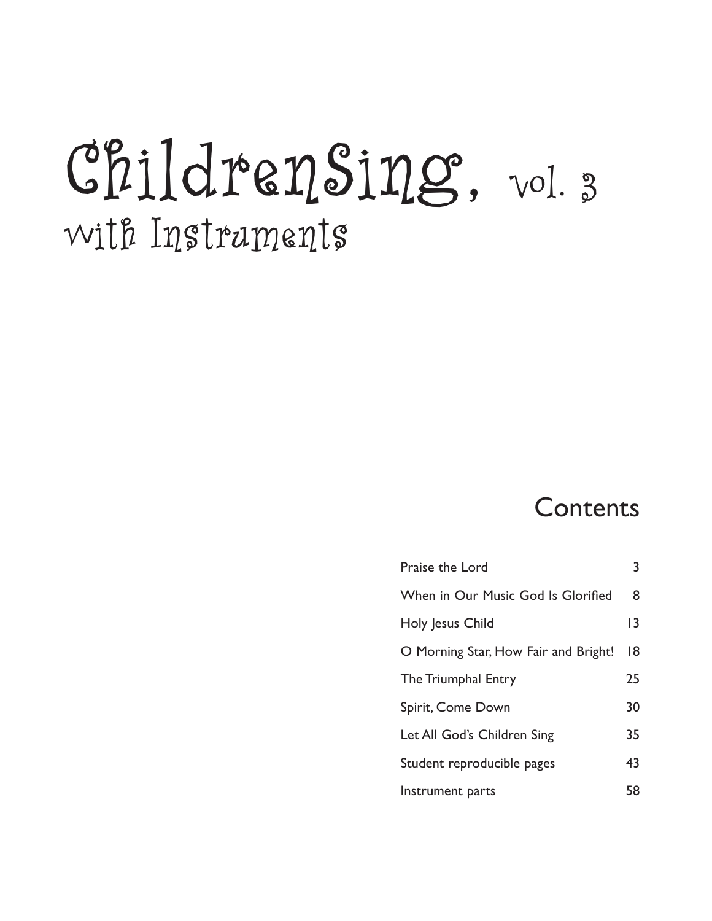# ChildrenSing, vol. 3
## with Instruments

## Contents

| | |
|---|---|
| Praise the Lord | 3 |
| When in Our Music God Is Glorified | 8 |
| Holy Jesus Child | 13 |
| O Morning Star, How Fair and Bright! | 18 |
| The Triumphal Entry | 25 |
| Spirit, Come Down | 30 |
| Let All God's Children Sing | 35 |
| Student reproducible pages | 43 |
| Instrument parts | 58 |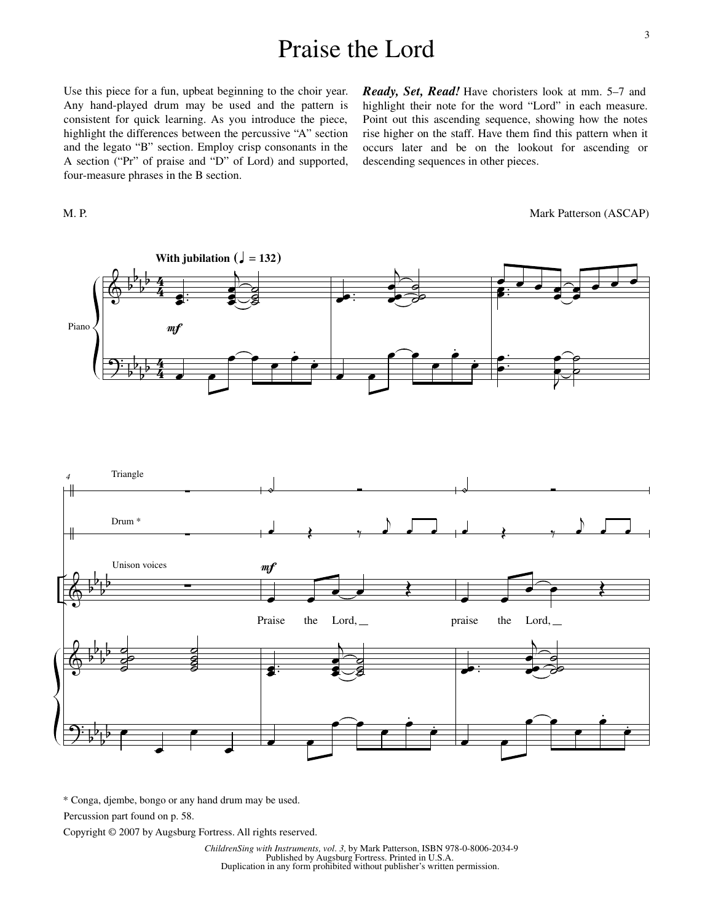# Praise the Lord

Use this piece for a fun, upbeat beginning to the choir year. Any hand-played drum may be used and the pattern is consistent for quick learning. As you introduce the piece, highlight the differences between the percussive "A" section and the legato "B" section. Employ crisp consonants in the A section ("Pr" of praise and "D" of Lord) and supported, four-measure phrases in the B section.

***Ready, Set, Read!*** Have choristers look at mm. 5–7 and highlight their note for the word "Lord" in each measure. Point out this ascending sequence, showing how the notes rise higher on the staff. Have them find this pattern when it occurs later and be on the lookout for ascending or descending sequences in other pieces.

M. P.

Mark Patterson (ASCAP)

**With jubilation** (♩ = 132)

Piano

*mf*

Triangle

Drum *

Unison voices

*mf*

Praise the Lord, praise the Lord,

\* Conga, djembe, bongo or any hand drum may be used.

Percussion part found on p. 58.

Copyright © 2007 by Augsburg Fortress. All rights reserved.

*ChildrenSing with Instruments, vol. 3,* by Mark Patterson, ISBN 978-0-8006-2034-9
Published by Augsburg Fortress. Printed in U.S.A.
Duplication in any form prohibited without publisher's written permission.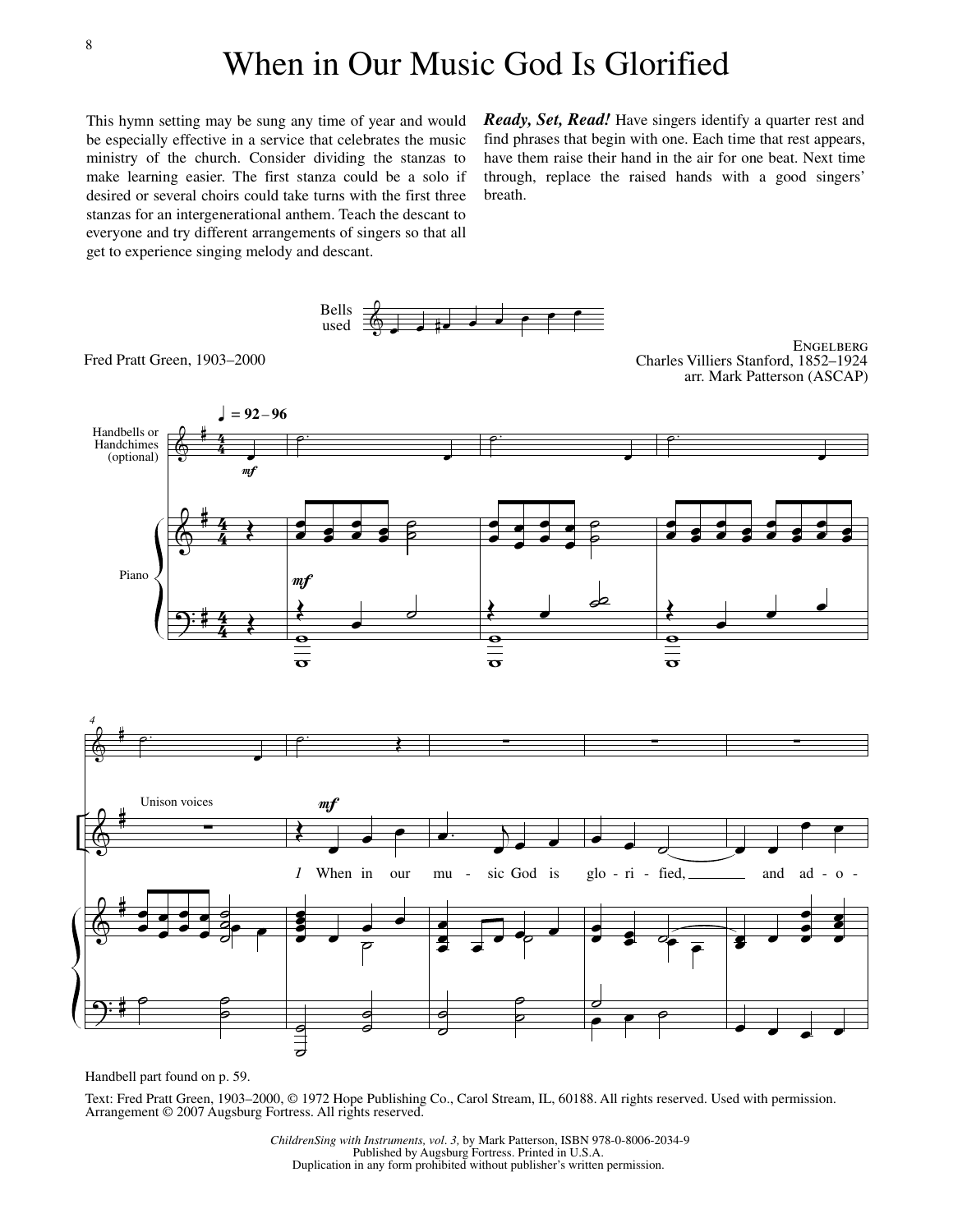# When in Our Music God Is Glorified

This hymn setting may be sung any time of year and would be especially effective in a service that celebrates the music ministry of the church. Consider dividing the stanzas to make learning easier. The first stanza could be a solo if desired or several choirs could take turns with the first three stanzas for an intergenerational anthem. Teach the descant to everyone and try different arrangements of singers so that all get to experience singing melody and descant.

***Ready, Set, Read!*** Have singers identify a quarter rest and find phrases that begin with one. Each time that rest appears, have them raise their hand in the air for one beat. Next time through, replace the raised hands with a good singers' breath.

Bells used

Fred Pratt Green, 1903–2000

ENGELBERG
Charles Villiers Stanford, 1852–1924
arr. Mark Patterson (ASCAP)

♩ = 92–96

Handbells or Handchimes (optional)

Piano

Unison voices

*1* When in our mu - sic God is glo - ri - fied, and ad - o -

Handbell part found on p. 59.

Text: Fred Pratt Green, 1903–2000, © 1972 Hope Publishing Co., Carol Stream, IL, 60188. All rights reserved. Used with permission.
Arrangement © 2007 Augsburg Fortress. All rights reserved.

*ChildrenSing with Instruments, vol. 3,* by Mark Patterson, ISBN 978-0-8006-2034-9
Published by Augsburg Fortress. Printed in U.S.A.
Duplication in any form prohibited without publisher's written permission.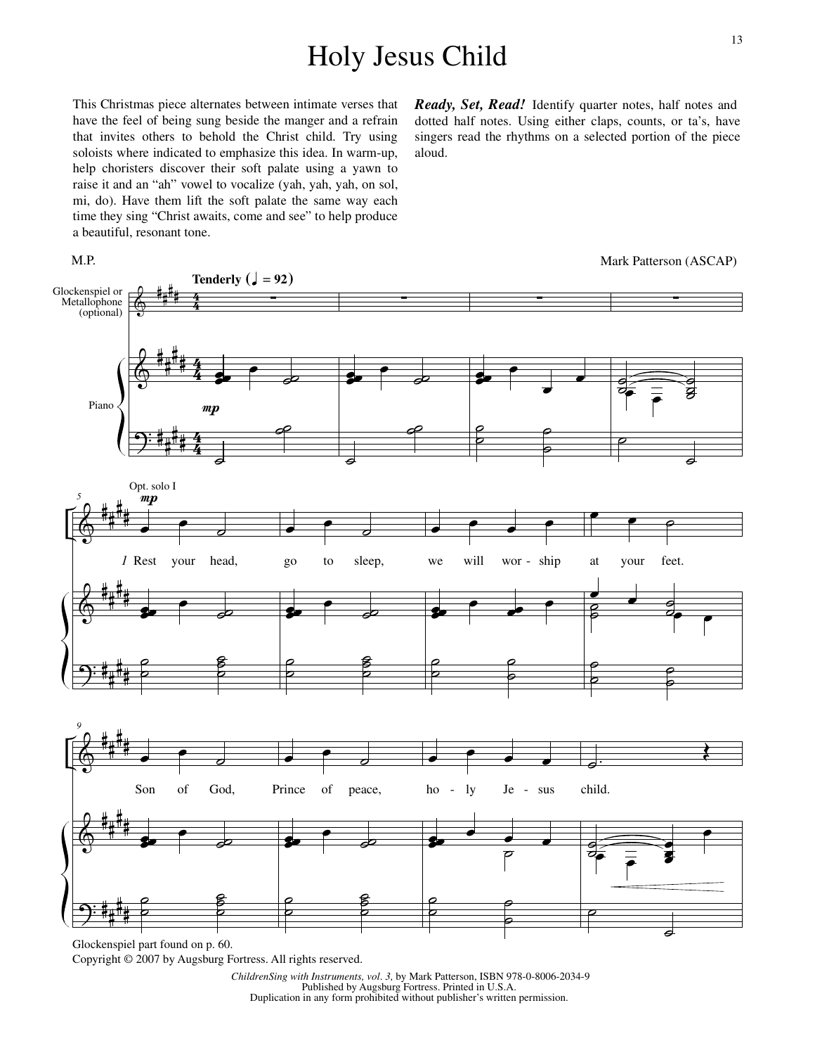# Holy Jesus Child

This Christmas piece alternates between intimate verses that have the feel of being sung beside the manger and a refrain that invites others to behold the Christ child. Try using soloists where indicated to emphasize this idea. In warm-up, help choristers discover their soft palate using a yawn to raise it and an "ah" vowel to vocalize (yah, yah, yah, on sol, mi, do). Have them lift the soft palate the same way each time they sing "Christ awaits, come and see" to help produce a beautiful, resonant tone.

***Ready, Set, Read!*** Identify quarter notes, half notes and dotted half notes. Using either claps, counts, or ta's, have singers read the rhythms on a selected portion of the piece aloud.

M.P.

Mark Patterson (ASCAP)

**Tenderly** (♩ = 92)

Glockenspiel or Metallophone (optional)

Piano

*mp*

Opt. solo I

*mp*

*1* Rest your head, go to sleep, we will wor - ship at your feet.

Son of God, Prince of peace, ho - ly Je - sus child.

Glockenspiel part found on p. 60.

Copyright © 2007 by Augsburg Fortress. All rights reserved.

*ChildrenSing with Instruments, vol. 3,* by Mark Patterson, ISBN 978-0-8006-2034-9
Published by Augsburg Fortress. Printed in U.S.A.
Duplication in any form prohibited without publisher's written permission.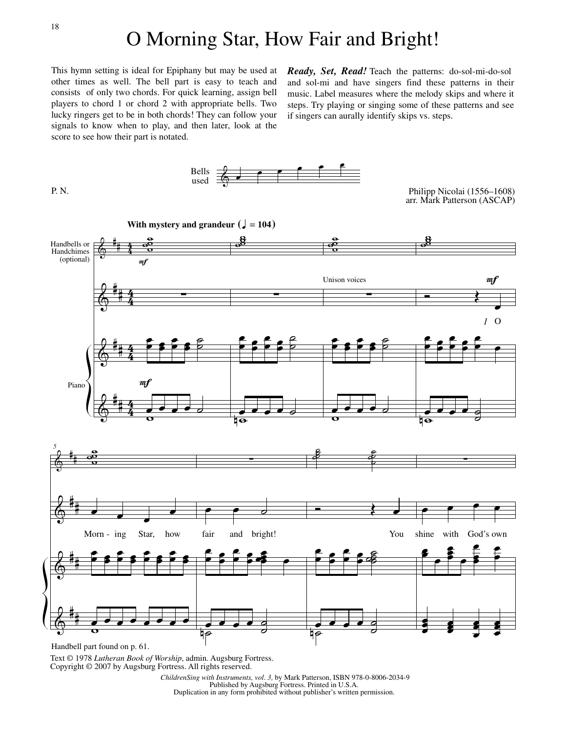# O Morning Star, How Fair and Bright!

This hymn setting is ideal for Epiphany but may be used at other times as well. The bell part is easy to teach and consists of only two chords. For quick learning, assign bell players to chord 1 or chord 2 with appropriate bells. Two lucky ringers get to be in both chords! They can follow your signals to know when to play, and then later, look at the score to see how their part is notated.

***Ready, Set, Read!*** Teach the patterns: do-sol-mi-do-sol and sol-mi and have singers find these patterns in their music. Label measures where the melody skips and where it steps. Try playing or singing some of these patterns and see if singers can aurally identify skips vs. steps.

Bells used

P. N.

Philipp Nicolai (1556–1608)
arr. Mark Patterson (ASCAP)

**With mystery and grandeur** (♩ = 104)

Handbells or Handchimes (optional)

Unison voices

Piano

1 O Morn - ing Star, how fair and bright! You shine with God's own

Handbell part found on p. 61.

Text © 1978 *Lutheran Book of Worship*, admin. Augsburg Fortress.
Copyright © 2007 by Augsburg Fortress. All rights reserved.

*ChildrenSing with Instruments, vol. 3,* by Mark Patterson, ISBN 978-0-8006-2034-9
Published by Augsburg Fortress. Printed in U.S.A.
Duplication in any form prohibited without publisher's written permission.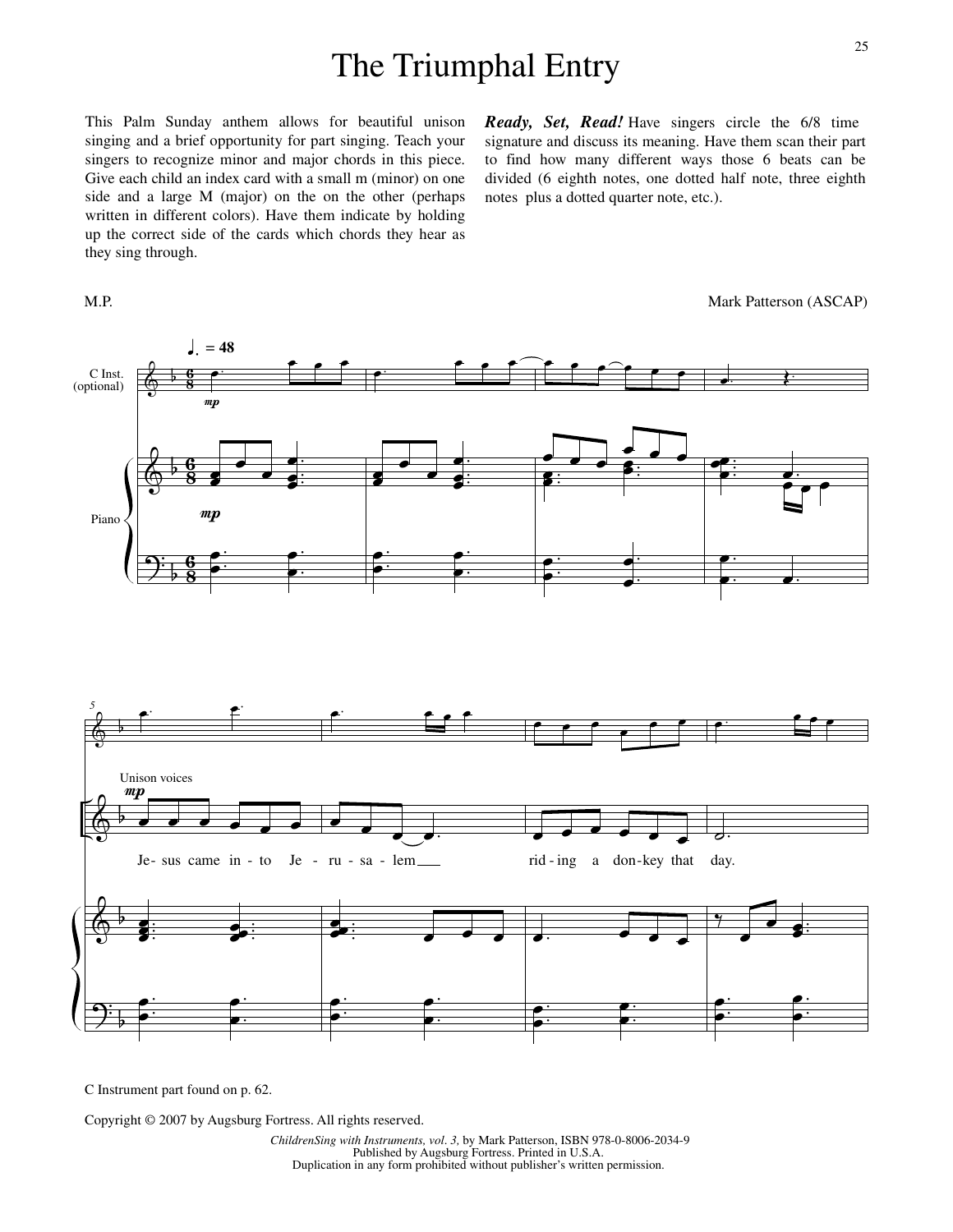# The Triumphal Entry

This Palm Sunday anthem allows for beautiful unison singing and a brief opportunity for part singing. Teach your singers to recognize minor and major chords in this piece. Give each child an index card with a small m (minor) on one side and a large M (major) on the on the other (perhaps written in different colors). Have them indicate by holding up the correct side of the cards which chords they hear as they sing through.

***Ready, Set, Read!*** Have singers circle the 6/8 time signature and discuss its meaning. Have them scan their part to find how many different ways those 6 beats can be divided (6 eighth notes, one dotted half note, three eighth notes plus a dotted quarter note, etc.).

M.P. Mark Patterson (ASCAP)

♩. = 48

C Inst. (optional)

Piano

Unison voices

Je- sus came in - to Je - ru - sa - lem ___ rid - ing a don - key that day.

C Instrument part found on p. 62.

Copyright © 2007 by Augsburg Fortress. All rights reserved.

*ChildrenSing with Instruments, vol. 3,* by Mark Patterson, ISBN 978-0-8006-2034-9
Published by Augsburg Fortress. Printed in U.S.A.
Duplication in any form prohibited without publisher's written permission.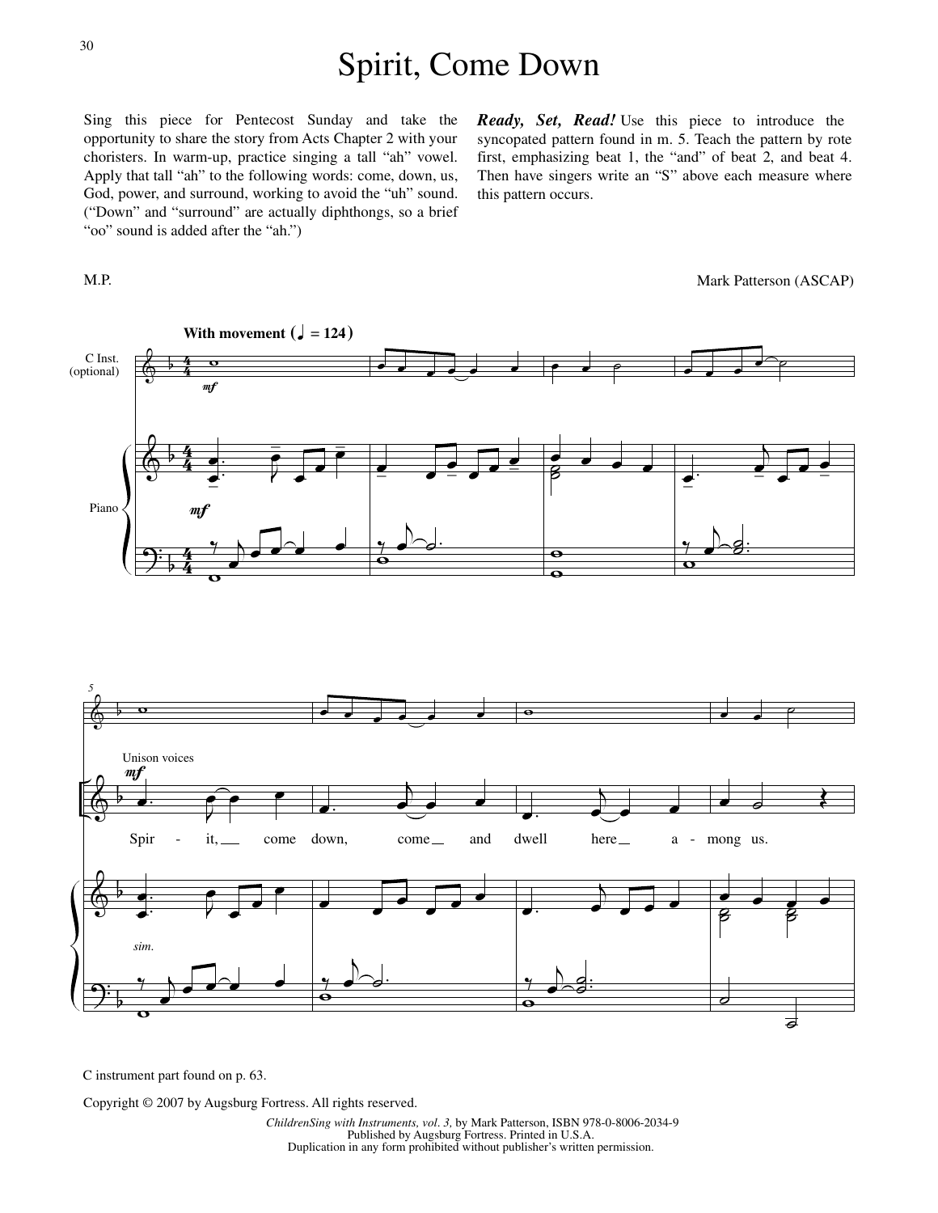# Spirit, Come Down

Sing this piece for Pentecost Sunday and take the opportunity to share the story from Acts Chapter 2 with your choristers. In warm-up, practice singing a tall "ah" vowel. Apply that tall "ah" to the following words: come, down, us, God, power, and surround, working to avoid the "uh" sound. ("Down" and "surround" are actually diphthongs, so a brief "oo" sound is added after the "ah.")

***Ready, Set, Read!*** Use this piece to introduce the syncopated pattern found in m. 5. Teach the pattern by rote first, emphasizing beat 1, the "and" of beat 2, and beat 4. Then have singers write an "S" above each measure where this pattern occurs.

M.P.

Mark Patterson (ASCAP)

With movement (♩ = 124)

C Inst. (optional)

Piano

*mf*

Unison voices

Spir - it, come down, come and dwell here a - mong us.

*sim.*

C instrument part found on p. 63.

Copyright © 2007 by Augsburg Fortress. All rights reserved.

*ChildrenSing with Instruments, vol. 3,* by Mark Patterson, ISBN 978-0-8006-2034-9
Published by Augsburg Fortress. Printed in U.S.A.
Duplication in any form prohibited without publisher's written permission.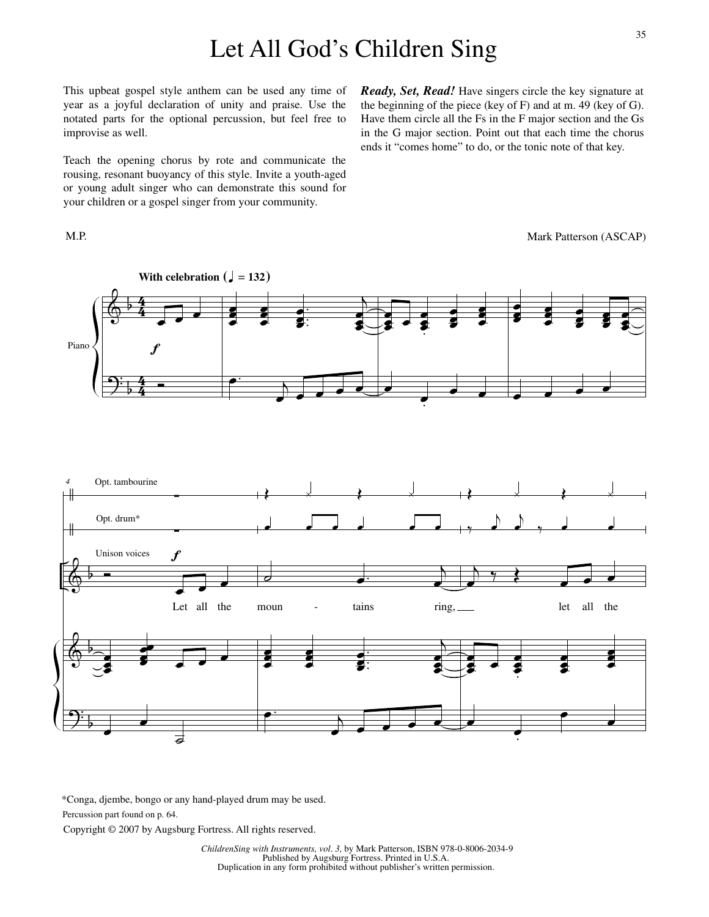# Let All God's Children Sing

This upbeat gospel style anthem can be used any time of year as a joyful declaration of unity and praise. Use the notated parts for the optional percussion, but feel free to improvise as well.

Teach the opening chorus by rote and communicate the rousing, resonant buoyancy of this style. Invite a youth-aged or young adult singer who can demonstrate this sound for your children or a gospel singer from your community.

***Ready, Set, Read!*** Have singers circle the key signature at the beginning of the piece (key of F) and at m. 49 (key of G). Have them circle all the Fs in the F major section and the Gs in the G major section. Point out that each time the chorus ends it "comes home" to do, or the tonic note of that key.

M.P.

Mark Patterson (ASCAP)

**With celebration** (♩ = 132)

Piano

*f*

4

Opt. tambourine

Opt. drum*

Unison voices

*f*

Let all the moun - tains ring, let all the

*Conga, djembe, bongo or any hand-played drum may be used.

Percussion part found on p. 64.

Copyright © 2007 by Augsburg Fortress. All rights reserved.

*ChildrenSing with Instruments, vol. 3,* by Mark Patterson, ISBN 978-0-8006-2034-9
Published by Augsburg Fortress. Printed in U.S.A.
Duplication in any form prohibited without publisher's written permission.